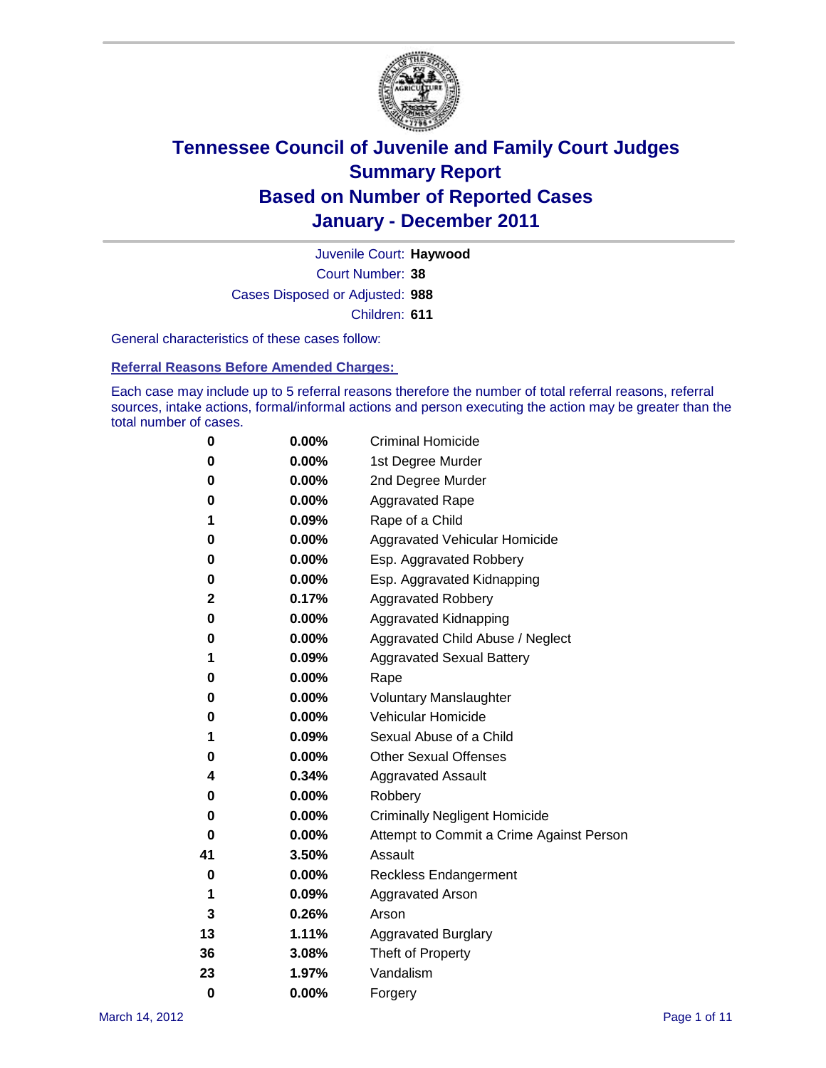# Tennessee Council of Juvenile and Family Court Judges
## Summary Report
## Based on Number of Reported Cases
## January - December 2011

Juvenile Court: **Haywood**

Court Number: **38**

Cases Disposed or Adjusted: **988**

Children: **611**

General characteristics of these cases follow:

### Referral Reasons Before Amended Charges:

Each case may include up to 5 referral reasons therefore the number of total referral reasons, referral sources, intake actions, formal/informal actions and person executing the action may be greater than the total number of cases.

| Count | Percent | Referral Reason |
|---|---|---|
| 0 | 0.00% | Criminal Homicide |
| 0 | 0.00% | 1st Degree Murder |
| 0 | 0.00% | 2nd Degree Murder |
| 0 | 0.00% | Aggravated Rape |
| 1 | 0.09% | Rape of a Child |
| 0 | 0.00% | Aggravated Vehicular Homicide |
| 0 | 0.00% | Esp. Aggravated Robbery |
| 0 | 0.00% | Esp. Aggravated Kidnapping |
| 2 | 0.17% | Aggravated Robbery |
| 0 | 0.00% | Aggravated Kidnapping |
| 0 | 0.00% | Aggravated Child Abuse / Neglect |
| 1 | 0.09% | Aggravated Sexual Battery |
| 0 | 0.00% | Rape |
| 0 | 0.00% | Voluntary Manslaughter |
| 0 | 0.00% | Vehicular Homicide |
| 1 | 0.09% | Sexual Abuse of a Child |
| 0 | 0.00% | Other Sexual Offenses |
| 4 | 0.34% | Aggravated Assault |
| 0 | 0.00% | Robbery |
| 0 | 0.00% | Criminally Negligent Homicide |
| 0 | 0.00% | Attempt to Commit a Crime Against Person |
| 41 | 3.50% | Assault |
| 0 | 0.00% | Reckless Endangerment |
| 1 | 0.09% | Aggravated Arson |
| 3 | 0.26% | Arson |
| 13 | 1.11% | Aggravated Burglary |
| 36 | 3.08% | Theft of Property |
| 23 | 1.97% | Vandalism |
| 0 | 0.00% | Forgery |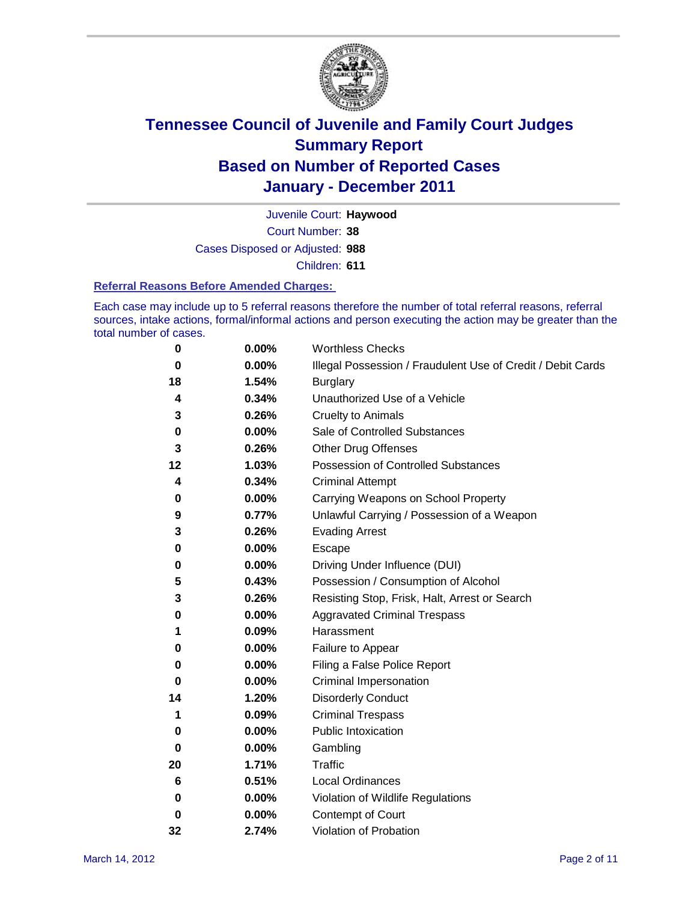# Tennessee Council of Juvenile and Family Court Judges
## Summary Report
## Based on Number of Reported Cases
## January - December 2011

Juvenile Court: **Haywood**
Court Number: **38**
Cases Disposed or Adjusted: **988**
Children: **611**

### Referral Reasons Before Amended Charges:

Each case may include up to 5 referral reasons therefore the number of total referral reasons, referral sources, intake actions, formal/informal actions and person executing the action may be greater than the total number of cases.

| | | |
|---|---|---|
| 0 | 0.00% | Worthless Checks |
| 0 | 0.00% | Illegal Possession / Fraudulent Use of Credit / Debit Cards |
| 18 | 1.54% | Burglary |
| 4 | 0.34% | Unauthorized Use of a Vehicle |
| 3 | 0.26% | Cruelty to Animals |
| 0 | 0.00% | Sale of Controlled Substances |
| 3 | 0.26% | Other Drug Offenses |
| 12 | 1.03% | Possession of Controlled Substances |
| 4 | 0.34% | Criminal Attempt |
| 0 | 0.00% | Carrying Weapons on School Property |
| 9 | 0.77% | Unlawful Carrying / Possession of a Weapon |
| 3 | 0.26% | Evading Arrest |
| 0 | 0.00% | Escape |
| 0 | 0.00% | Driving Under Influence (DUI) |
| 5 | 0.43% | Possession / Consumption of Alcohol |
| 3 | 0.26% | Resisting Stop, Frisk, Halt, Arrest or Search |
| 0 | 0.00% | Aggravated Criminal Trespass |
| 1 | 0.09% | Harassment |
| 0 | 0.00% | Failure to Appear |
| 0 | 0.00% | Filing a False Police Report |
| 0 | 0.00% | Criminal Impersonation |
| 14 | 1.20% | Disorderly Conduct |
| 1 | 0.09% | Criminal Trespass |
| 0 | 0.00% | Public Intoxication |
| 0 | 0.00% | Gambling |
| 20 | 1.71% | Traffic |
| 6 | 0.51% | Local Ordinances |
| 0 | 0.00% | Violation of Wildlife Regulations |
| 0 | 0.00% | Contempt of Court |
| 32 | 2.74% | Violation of Probation |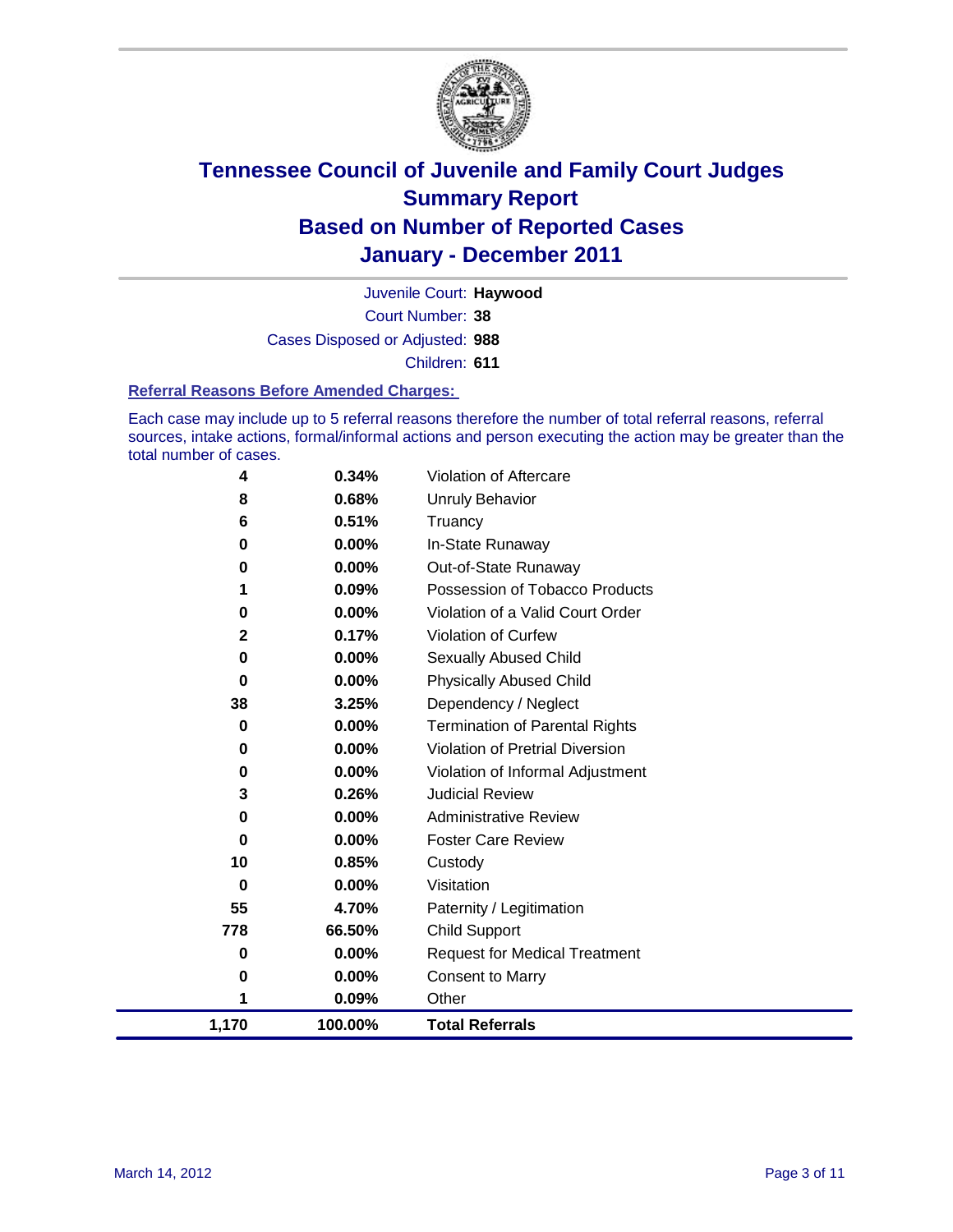# Tennessee Council of Juvenile and Family Court Judges
## Summary Report
## Based on Number of Reported Cases
## January - December 2011

Juvenile Court: **Haywood**

Court Number: **38**

Cases Disposed or Adjusted: **988**

Children: **611**

### Referral Reasons Before Amended Charges:

Each case may include up to 5 referral reasons therefore the number of total referral reasons, referral sources, intake actions, formal/informal actions and person executing the action may be greater than the total number of cases.

| Count | Percent | Referral Reason |
|---|---|---|
| 4 | 0.34% | Violation of Aftercare |
| 8 | 0.68% | Unruly Behavior |
| 6 | 0.51% | Truancy |
| 0 | 0.00% | In-State Runaway |
| 0 | 0.00% | Out-of-State Runaway |
| 1 | 0.09% | Possession of Tobacco Products |
| 0 | 0.00% | Violation of a Valid Court Order |
| 2 | 0.17% | Violation of Curfew |
| 0 | 0.00% | Sexually Abused Child |
| 0 | 0.00% | Physically Abused Child |
| 38 | 3.25% | Dependency / Neglect |
| 0 | 0.00% | Termination of Parental Rights |
| 0 | 0.00% | Violation of Pretrial Diversion |
| 0 | 0.00% | Violation of Informal Adjustment |
| 3 | 0.26% | Judicial Review |
| 0 | 0.00% | Administrative Review |
| 0 | 0.00% | Foster Care Review |
| 10 | 0.85% | Custody |
| 0 | 0.00% | Visitation |
| 55 | 4.70% | Paternity / Legitimation |
| 778 | 66.50% | Child Support |
| 0 | 0.00% | Request for Medical Treatment |
| 0 | 0.00% | Consent to Marry |
| 1 | 0.09% | Other |
| **1,170** | **100.00%** | **Total Referrals** |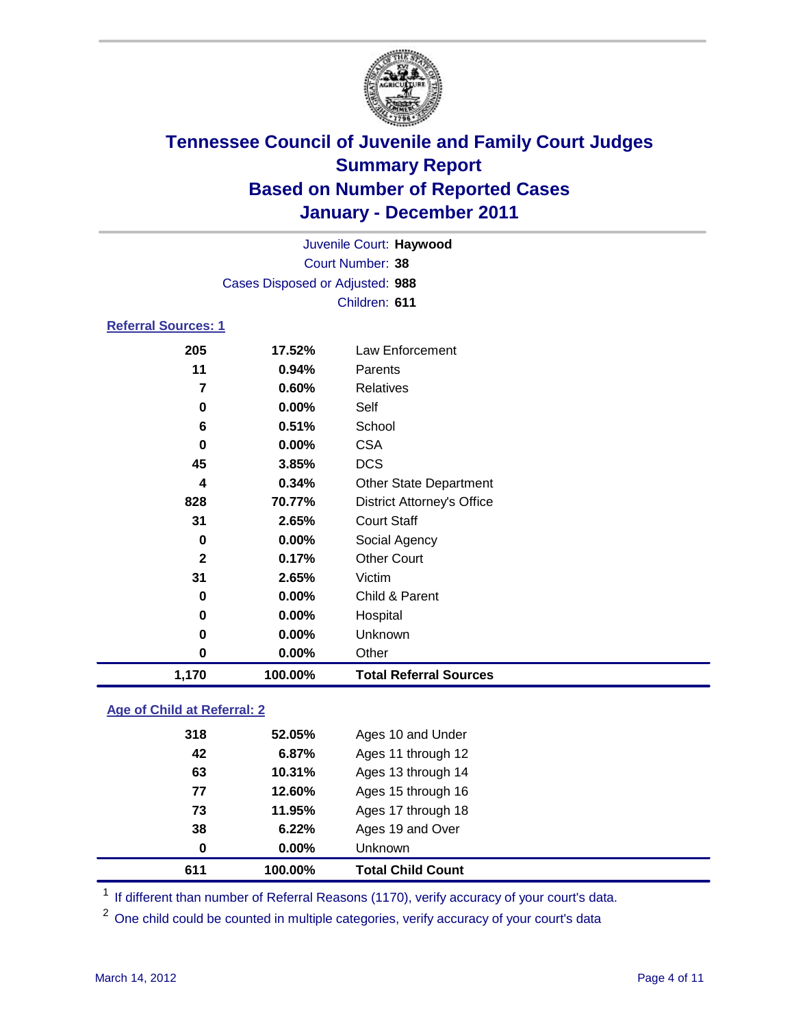# Tennessee Council of Juvenile and Family Court Judges
## Summary Report
## Based on Number of Reported Cases
## January - December 2011

Juvenile Court: **Haywood**
Court Number: **38**
Cases Disposed or Adjusted: **988**
Children: **611**

### Referral Sources: 1

| | | |
|---|---|---|
| 205 | 17.52% | Law Enforcement |
| 11 | 0.94% | Parents |
| 7 | 0.60% | Relatives |
| 0 | 0.00% | Self |
| 6 | 0.51% | School |
| 0 | 0.00% | CSA |
| 45 | 3.85% | DCS |
| 4 | 0.34% | Other State Department |
| 828 | 70.77% | District Attorney's Office |
| 31 | 2.65% | Court Staff |
| 0 | 0.00% | Social Agency |
| 2 | 0.17% | Other Court |
| 31 | 2.65% | Victim |
| 0 | 0.00% | Child & Parent |
| 0 | 0.00% | Hospital |
| 0 | 0.00% | Unknown |
| 0 | 0.00% | Other |
| **1,170** | **100.00%** | **Total Referral Sources** |

### Age of Child at Referral: 2

| | | |
|---|---|---|
| 318 | 52.05% | Ages 10 and Under |
| 42 | 6.87% | Ages 11 through 12 |
| 63 | 10.31% | Ages 13 through 14 |
| 77 | 12.60% | Ages 15 through 16 |
| 73 | 11.95% | Ages 17 through 18 |
| 38 | 6.22% | Ages 19 and Over |
| 0 | 0.00% | Unknown |
| **611** | **100.00%** | **Total Child Count** |

[1] If different than number of Referral Reasons (1170), verify accuracy of your court's data.

[2] One child could be counted in multiple categories, verify accuracy of your court's data

March 14, 2012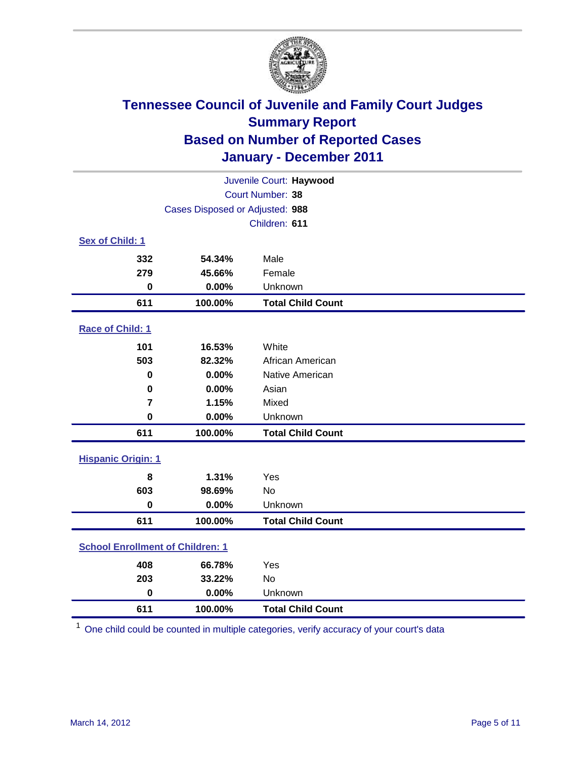# Tennessee Council of Juvenile and Family Court Judges
## Summary Report
## Based on Number of Reported Cases
## January - December 2011

Juvenile Court: **Haywood**
Court Number: **38**
Cases Disposed or Adjusted: **988**
Children: **611**

### Sex of Child: 1

| | | |
|---|---|---|
| 332 | 54.34% | Male |
| 279 | 45.66% | Female |
| 0 | 0.00% | Unknown |
| **611** | **100.00%** | **Total Child Count** |

### Race of Child: 1

| | | |
|---|---|---|
| 101 | 16.53% | White |
| 503 | 82.32% | African American |
| 0 | 0.00% | Native American |
| 0 | 0.00% | Asian |
| 7 | 1.15% | Mixed |
| 0 | 0.00% | Unknown |
| **611** | **100.00%** | **Total Child Count** |

### Hispanic Origin: 1

| | | |
|---|---|---|
| 8 | 1.31% | Yes |
| 603 | 98.69% | No |
| 0 | 0.00% | Unknown |
| **611** | **100.00%** | **Total Child Count** |

### School Enrollment of Children: 1

| | | |
|---|---|---|
| 408 | 66.78% | Yes |
| 203 | 33.22% | No |
| 0 | 0.00% | Unknown |
| **611** | **100.00%** | **Total Child Count** |

[1] One child could be counted in multiple categories, verify accuracy of your court's data

March 14, 2012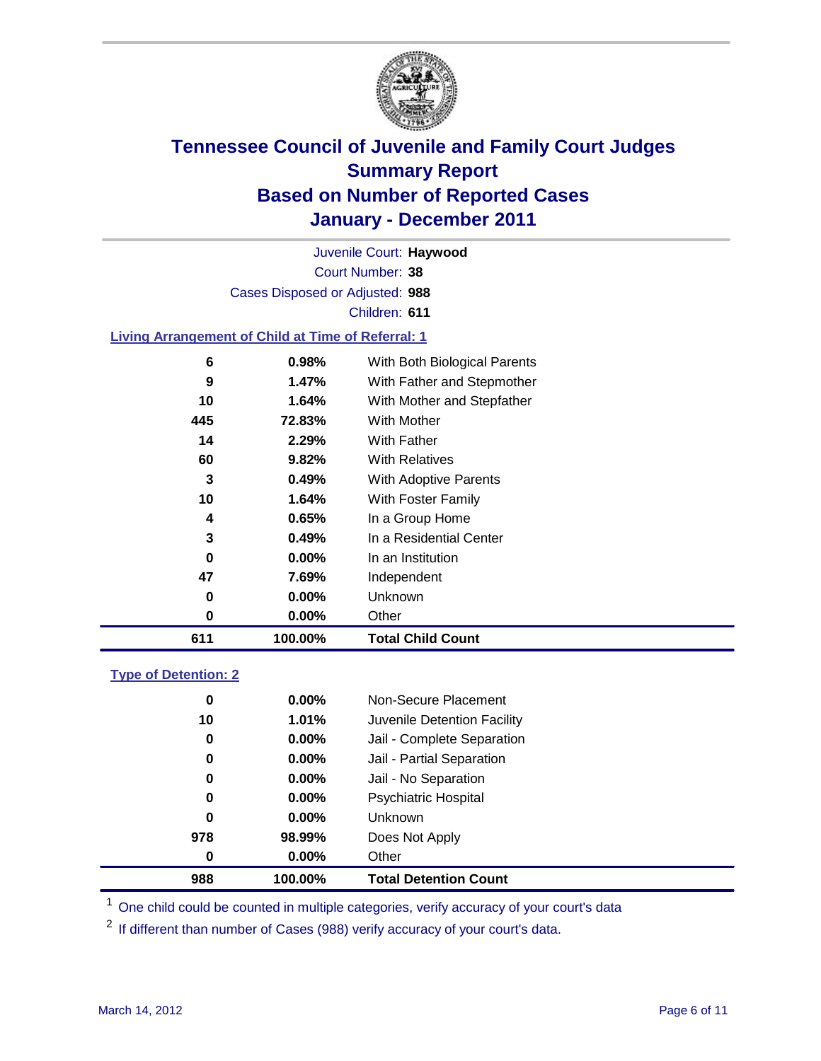# Tennessee Council of Juvenile and Family Court Judges
## Summary Report
## Based on Number of Reported Cases
## January - December 2011

Juvenile Court: **Haywood**
Court Number: **38**
Cases Disposed or Adjusted: **988**
Children: **611**

### Living Arrangement of Child at Time of Referral: 1

| Count | Percent | Category |
|---|---|---|
| 6 | 0.98% | With Both Biological Parents |
| 9 | 1.47% | With Father and Stepmother |
| 10 | 1.64% | With Mother and Stepfather |
| 445 | 72.83% | With Mother |
| 14 | 2.29% | With Father |
| 60 | 9.82% | With Relatives |
| 3 | 0.49% | With Adoptive Parents |
| 10 | 1.64% | With Foster Family |
| 4 | 0.65% | In a Group Home |
| 3 | 0.49% | In a Residential Center |
| 0 | 0.00% | In an Institution |
| 47 | 7.69% | Independent |
| 0 | 0.00% | Unknown |
| 0 | 0.00% | Other |
| **611** | **100.00%** | **Total Child Count** |

### Type of Detention: 2

| Count | Percent | Category |
|---|---|---|
| 0 | 0.00% | Non-Secure Placement |
| 10 | 1.01% | Juvenile Detention Facility |
| 0 | 0.00% | Jail - Complete Separation |
| 0 | 0.00% | Jail - Partial Separation |
| 0 | 0.00% | Jail - No Separation |
| 0 | 0.00% | Psychiatric Hospital |
| 0 | 0.00% | Unknown |
| 978 | 98.99% | Does Not Apply |
| 0 | 0.00% | Other |
| **988** | **100.00%** | **Total Detention Count** |

[1] One child could be counted in multiple categories, verify accuracy of your court's data

[2] If different than number of Cases (988) verify accuracy of your court's data.

March 14, 2012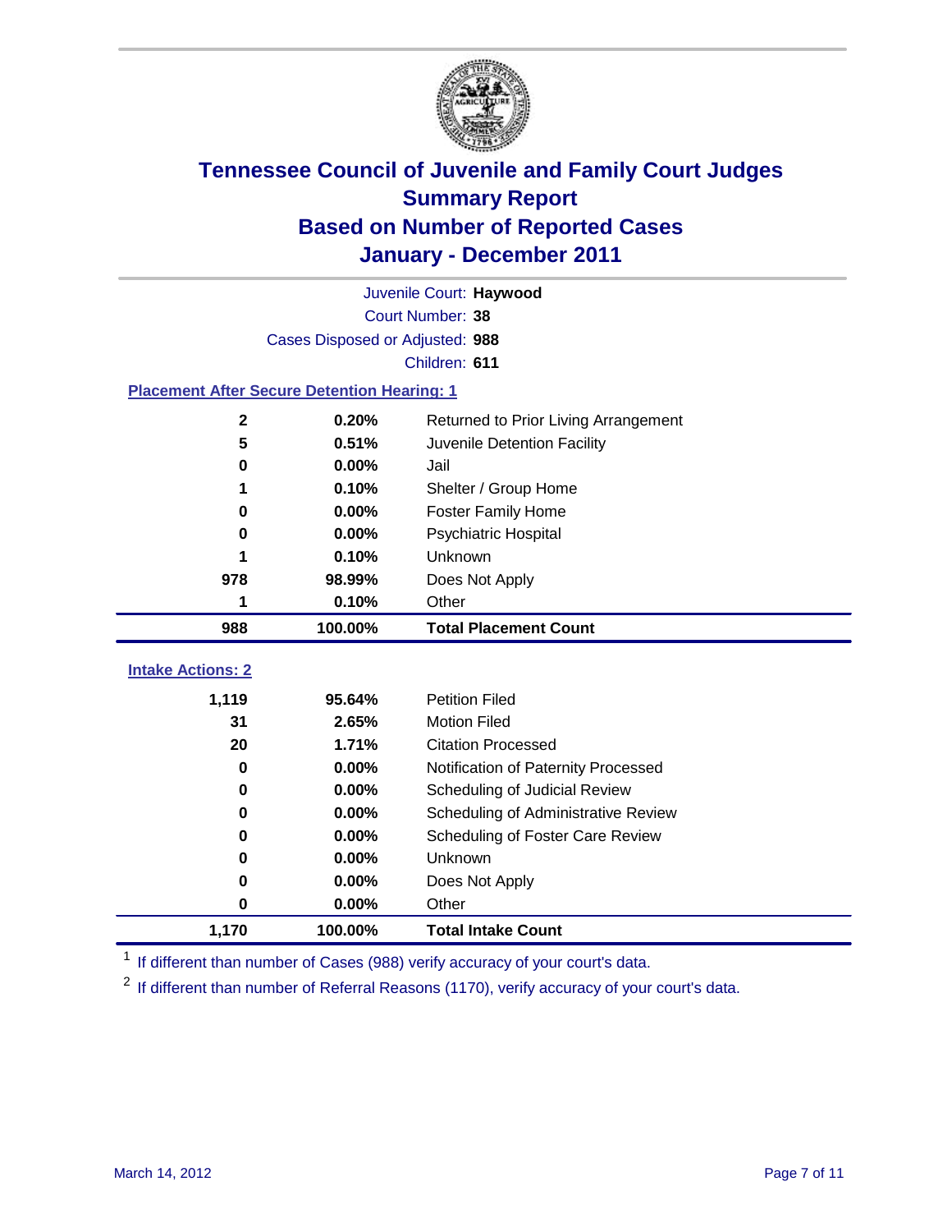# Tennessee Council of Juvenile and Family Court Judges
## Summary Report
## Based on Number of Reported Cases
## January - December 2011

Juvenile Court: **Haywood**
Court Number: **38**
Cases Disposed or Adjusted: **988**
Children: **611**

### Placement After Secure Detention Hearing: 1

| Count | Percent | Placement |
|---|---|---|
| 2 | 0.20% | Returned to Prior Living Arrangement |
| 5 | 0.51% | Juvenile Detention Facility |
| 0 | 0.00% | Jail |
| 1 | 0.10% | Shelter / Group Home |
| 0 | 0.00% | Foster Family Home |
| 0 | 0.00% | Psychiatric Hospital |
| 1 | 0.10% | Unknown |
| 978 | 98.99% | Does Not Apply |
| 1 | 0.10% | Other |
| **988** | **100.00%** | **Total Placement Count** |

### Intake Actions: 2

| Count | Percent | Action |
|---|---|---|
| 1,119 | 95.64% | Petition Filed |
| 31 | 2.65% | Motion Filed |
| 20 | 1.71% | Citation Processed |
| 0 | 0.00% | Notification of Paternity Processed |
| 0 | 0.00% | Scheduling of Judicial Review |
| 0 | 0.00% | Scheduling of Administrative Review |
| 0 | 0.00% | Scheduling of Foster Care Review |
| 0 | 0.00% | Unknown |
| 0 | 0.00% | Does Not Apply |
| 0 | 0.00% | Other |
| **1,170** | **100.00%** | **Total Intake Count** |

[1] If different than number of Cases (988) verify accuracy of your court's data.

[2] If different than number of Referral Reasons (1170), verify accuracy of your court's data.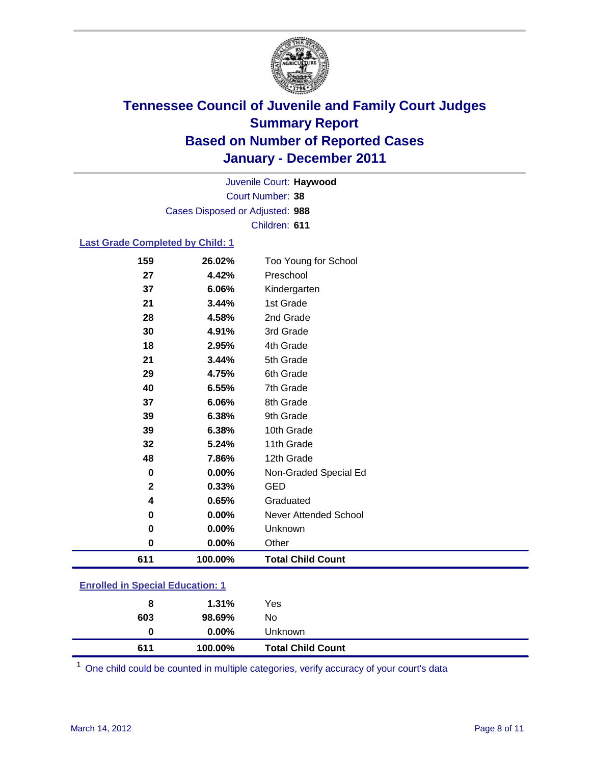# Tennessee Council of Juvenile and Family Court Judges
## Summary Report
## Based on Number of Reported Cases
## January - December 2011

Juvenile Court: **Haywood**
Court Number: **38**
Cases Disposed or Adjusted: **988**
Children: **611**

### Last Grade Completed by Child: 1

| Count | Percent | Category |
|---|---|---|
| 159 | 26.02% | Too Young for School |
| 27 | 4.42% | Preschool |
| 37 | 6.06% | Kindergarten |
| 21 | 3.44% | 1st Grade |
| 28 | 4.58% | 2nd Grade |
| 30 | 4.91% | 3rd Grade |
| 18 | 2.95% | 4th Grade |
| 21 | 3.44% | 5th Grade |
| 29 | 4.75% | 6th Grade |
| 40 | 6.55% | 7th Grade |
| 37 | 6.06% | 8th Grade |
| 39 | 6.38% | 9th Grade |
| 39 | 6.38% | 10th Grade |
| 32 | 5.24% | 11th Grade |
| 48 | 7.86% | 12th Grade |
| 0 | 0.00% | Non-Graded Special Ed |
| 2 | 0.33% | GED |
| 4 | 0.65% | Graduated |
| 0 | 0.00% | Never Attended School |
| 0 | 0.00% | Unknown |
| 0 | 0.00% | Other |
| **611** | **100.00%** | **Total Child Count** |

### Enrolled in Special Education: 1

| Count | Percent | Category |
|---|---|---|
| 8 | 1.31% | Yes |
| 603 | 98.69% | No |
| 0 | 0.00% | Unknown |
| **611** | **100.00%** | **Total Child Count** |

[1] One child could be counted in multiple categories, verify accuracy of your court's data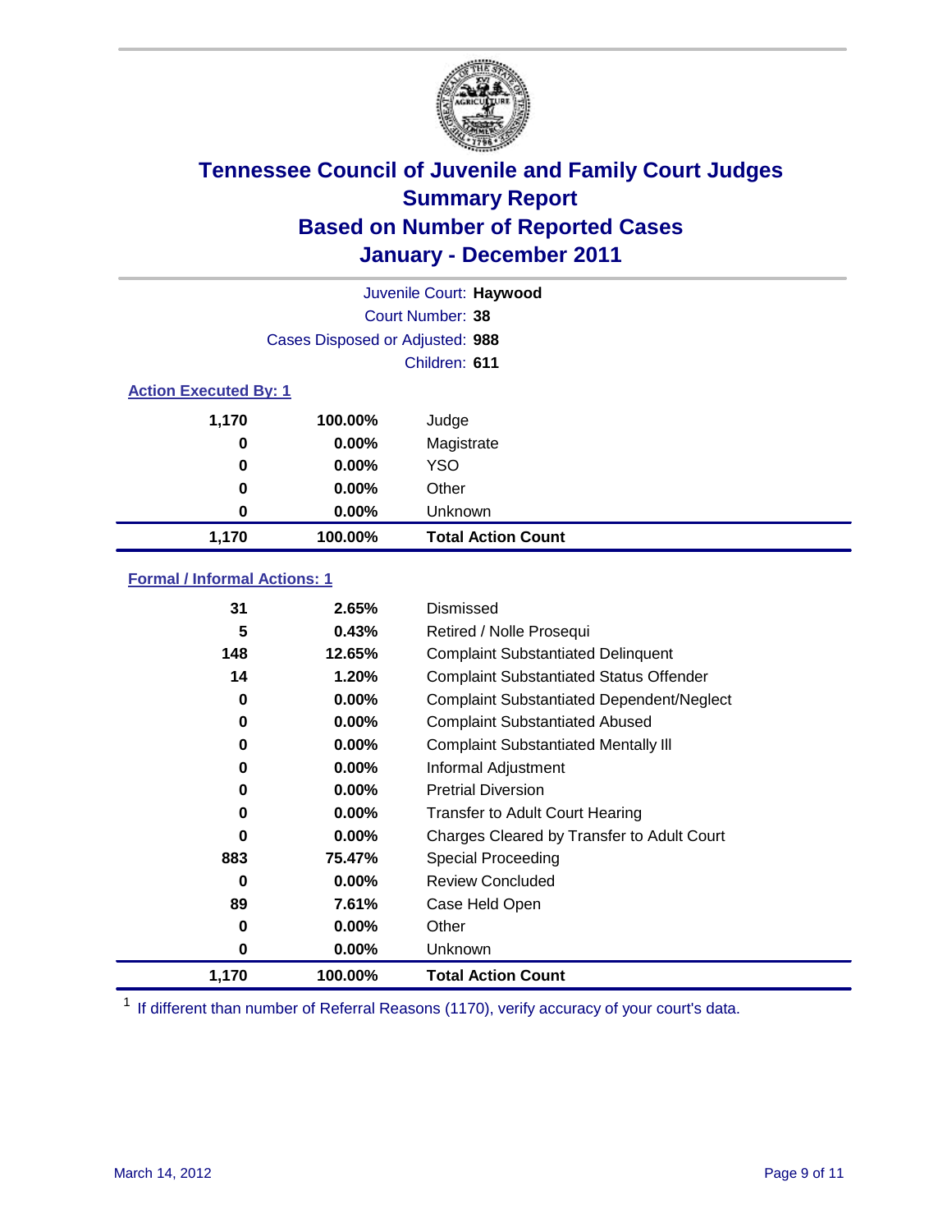# Tennessee Council of Juvenile and Family Court Judges
## Summary Report
## Based on Number of Reported Cases
## January - December 2011

Juvenile Court: **Haywood**
Court Number: **38**
Cases Disposed or Adjusted: **988**
Children: **611**

### Action Executed By: 1

| | | |
|---|---|---|
| 1,170 | 100.00% | Judge |
| 0 | 0.00% | Magistrate |
| 0 | 0.00% | YSO |
| 0 | 0.00% | Other |
| 0 | 0.00% | Unknown |
| **1,170** | **100.00%** | **Total Action Count** |

### Formal / Informal Actions: 1

| | | |
|---|---|---|
| 31 | 2.65% | Dismissed |
| 5 | 0.43% | Retired / Nolle Prosequi |
| 148 | 12.65% | Complaint Substantiated Delinquent |
| 14 | 1.20% | Complaint Substantiated Status Offender |
| 0 | 0.00% | Complaint Substantiated Dependent/Neglect |
| 0 | 0.00% | Complaint Substantiated Abused |
| 0 | 0.00% | Complaint Substantiated Mentally Ill |
| 0 | 0.00% | Informal Adjustment |
| 0 | 0.00% | Pretrial Diversion |
| 0 | 0.00% | Transfer to Adult Court Hearing |
| 0 | 0.00% | Charges Cleared by Transfer to Adult Court |
| 883 | 75.47% | Special Proceeding |
| 0 | 0.00% | Review Concluded |
| 89 | 7.61% | Case Held Open |
| 0 | 0.00% | Other |
| 0 | 0.00% | Unknown |
| **1,170** | **100.00%** | **Total Action Count** |

[1] If different than number of Referral Reasons (1170), verify accuracy of your court's data.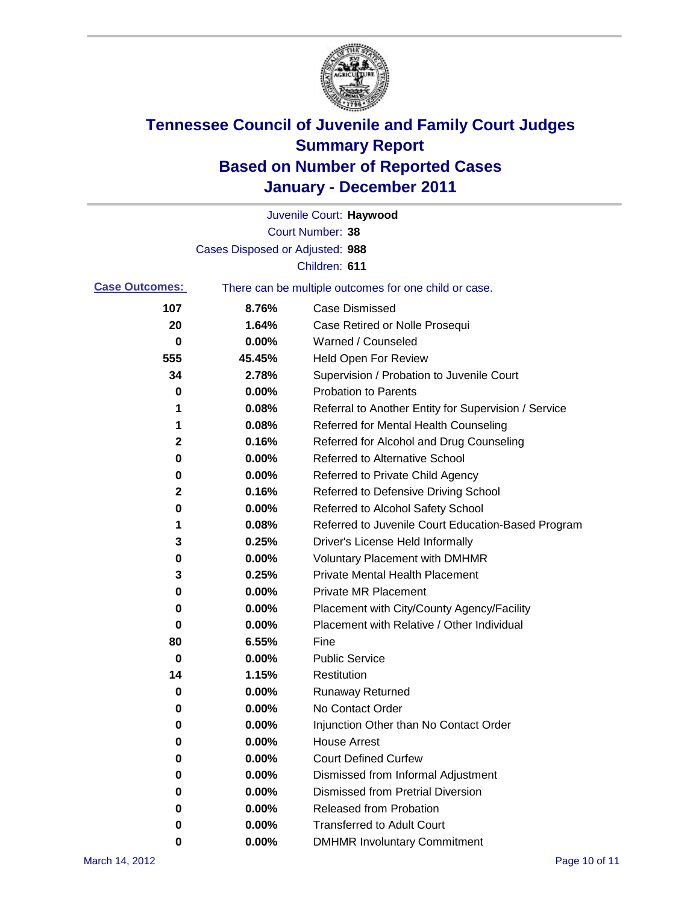# Tennessee Council of Juvenile and Family Court Judges
## Summary Report
## Based on Number of Reported Cases
## January - December 2011

Juvenile Court: **Haywood**
Court Number: **38**
Cases Disposed or Adjusted: **988**
Children: **611**

**Case Outcomes:** There can be multiple outcomes for one child or case.

| Count | Percent | Outcome |
|---|---|---|
| 107 | 8.76% | Case Dismissed |
| 20 | 1.64% | Case Retired or Nolle Prosequi |
| 0 | 0.00% | Warned / Counseled |
| 555 | 45.45% | Held Open For Review |
| 34 | 2.78% | Supervision / Probation to Juvenile Court |
| 0 | 0.00% | Probation to Parents |
| 1 | 0.08% | Referral to Another Entity for Supervision / Service |
| 1 | 0.08% | Referred for Mental Health Counseling |
| 2 | 0.16% | Referred for Alcohol and Drug Counseling |
| 0 | 0.00% | Referred to Alternative School |
| 0 | 0.00% | Referred to Private Child Agency |
| 2 | 0.16% | Referred to Defensive Driving School |
| 0 | 0.00% | Referred to Alcohol Safety School |
| 1 | 0.08% | Referred to Juvenile Court Education-Based Program |
| 3 | 0.25% | Driver's License Held Informally |
| 0 | 0.00% | Voluntary Placement with DMHMR |
| 3 | 0.25% | Private Mental Health Placement |
| 0 | 0.00% | Private MR Placement |
| 0 | 0.00% | Placement with City/County Agency/Facility |
| 0 | 0.00% | Placement with Relative / Other Individual |
| 80 | 6.55% | Fine |
| 0 | 0.00% | Public Service |
| 14 | 1.15% | Restitution |
| 0 | 0.00% | Runaway Returned |
| 0 | 0.00% | No Contact Order |
| 0 | 0.00% | Injunction Other than No Contact Order |
| 0 | 0.00% | House Arrest |
| 0 | 0.00% | Court Defined Curfew |
| 0 | 0.00% | Dismissed from Informal Adjustment |
| 0 | 0.00% | Dismissed from Pretrial Diversion |
| 0 | 0.00% | Released from Probation |
| 0 | 0.00% | Transferred to Adult Court |
| 0 | 0.00% | DMHMR Involuntary Commitment |

March 14, 2012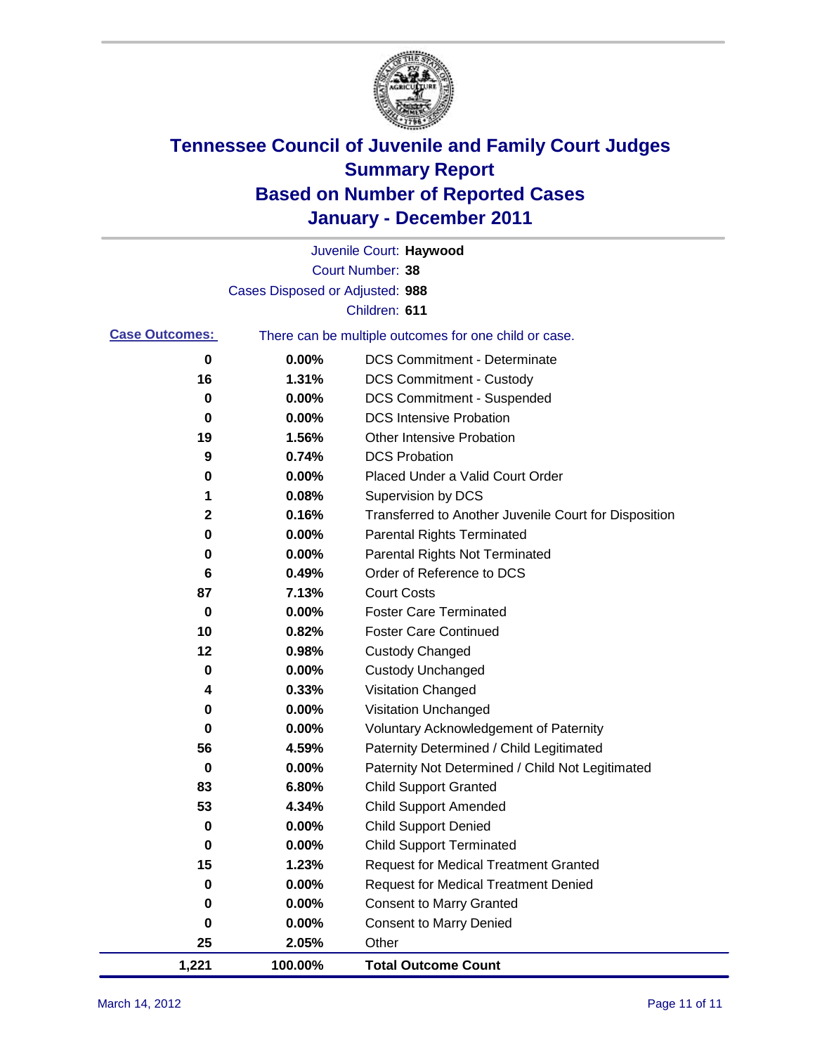# Tennessee Council of Juvenile and Family Court Judges
## Summary Report
## Based on Number of Reported Cases
## January - December 2011

Juvenile Court: **Haywood**

Court Number: **38**

Cases Disposed or Adjusted: **988**

Children: **611**

**Case Outcomes:** There can be multiple outcomes for one child or case.

| | | |
|---|---|---|
| 0 | 0.00% | DCS Commitment - Determinate |
| 16 | 1.31% | DCS Commitment - Custody |
| 0 | 0.00% | DCS Commitment - Suspended |
| 0 | 0.00% | DCS Intensive Probation |
| 19 | 1.56% | Other Intensive Probation |
| 9 | 0.74% | DCS Probation |
| 0 | 0.00% | Placed Under a Valid Court Order |
| 1 | 0.08% | Supervision by DCS |
| 2 | 0.16% | Transferred to Another Juvenile Court for Disposition |
| 0 | 0.00% | Parental Rights Terminated |
| 0 | 0.00% | Parental Rights Not Terminated |
| 6 | 0.49% | Order of Reference to DCS |
| 87 | 7.13% | Court Costs |
| 0 | 0.00% | Foster Care Terminated |
| 10 | 0.82% | Foster Care Continued |
| 12 | 0.98% | Custody Changed |
| 0 | 0.00% | Custody Unchanged |
| 4 | 0.33% | Visitation Changed |
| 0 | 0.00% | Visitation Unchanged |
| 0 | 0.00% | Voluntary Acknowledgement of Paternity |
| 56 | 4.59% | Paternity Determined / Child Legitimated |
| 0 | 0.00% | Paternity Not Determined / Child Not Legitimated |
| 83 | 6.80% | Child Support Granted |
| 53 | 4.34% | Child Support Amended |
| 0 | 0.00% | Child Support Denied |
| 0 | 0.00% | Child Support Terminated |
| 15 | 1.23% | Request for Medical Treatment Granted |
| 0 | 0.00% | Request for Medical Treatment Denied |
| 0 | 0.00% | Consent to Marry Granted |
| 0 | 0.00% | Consent to Marry Denied |
| 25 | 2.05% | Other |
| **1,221** | **100.00%** | **Total Outcome Count** |